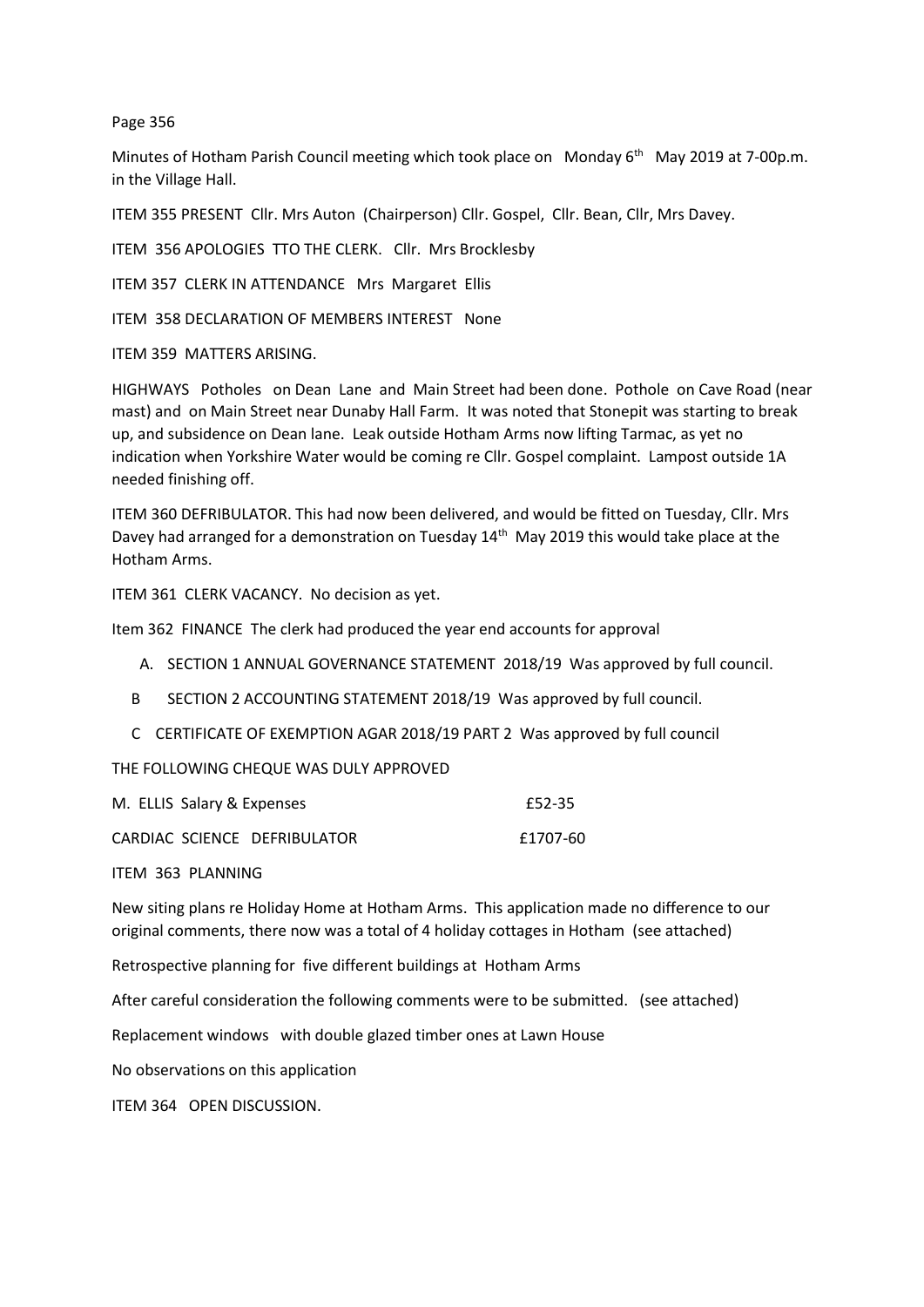Page 356

Minutes of Hotham Parish Council meeting which took place on Monday 6th May 2019 at 7-00p.m. in the Village Hall.

ITEM 355 PRESENT Cllr. Mrs Auton (Chairperson) Cllr. Gospel, Cllr. Bean, Cllr, Mrs Davey.

ITEM 356 APOLOGIES TTO THE CLERK. Cllr. Mrs Brocklesby

ITEM 357 CLERK IN ATTENDANCE Mrs Margaret Ellis

ITEM 358 DECLARATION OF MEMBERS INTEREST None

ITEM 359 MATTERS ARISING.

HIGHWAYS Potholes on Dean Lane and Main Street had been done. Pothole on Cave Road (near mast) and on Main Street near Dunaby Hall Farm. It was noted that Stonepit was starting to break up, and subsidence on Dean lane. Leak outside Hotham Arms now lifting Tarmac, as yet no indication when Yorkshire Water would be coming re Cllr. Gospel complaint. Lampost outside 1A needed finishing off.

ITEM 360 DEFRIBULATOR. This had now been delivered, and would be fitted on Tuesday, Cllr. Mrs Davey had arranged for a demonstration on Tuesday 14th May 2019 this would take place at the Hotham Arms.

ITEM 361 CLERK VACANCY. No decision as yet.

Item 362 FINANCE The clerk had produced the year end accounts for approval

A. SECTION 1 ANNUAL GOVERNANCE STATEMENT 2018/19 Was approved by full council.

B SECTION 2 ACCOUNTING STATEMENT 2018/19 Was approved by full council.

C CERTIFICATE OF EXEMPTION AGAR 2018/19 PART 2 Was approved by full council

THE FOLLOWING CHEQUE WAS DULY APPROVED

| | |
|---|---|
| M. ELLIS Salary & Expenses | £52-35 |
| CARDIAC SCIENCE DEFRIBULATOR | £1707-60 |

ITEM 363 PLANNING

New siting plans re Holiday Home at Hotham Arms. This application made no difference to our original comments, there now was a total of 4 holiday cottages in Hotham (see attached)

Retrospective planning for five different buildings at Hotham Arms

After careful consideration the following comments were to be submitted. (see attached)

Replacement windows with double glazed timber ones at Lawn House

No observations on this application

ITEM 364 OPEN DISCUSSION.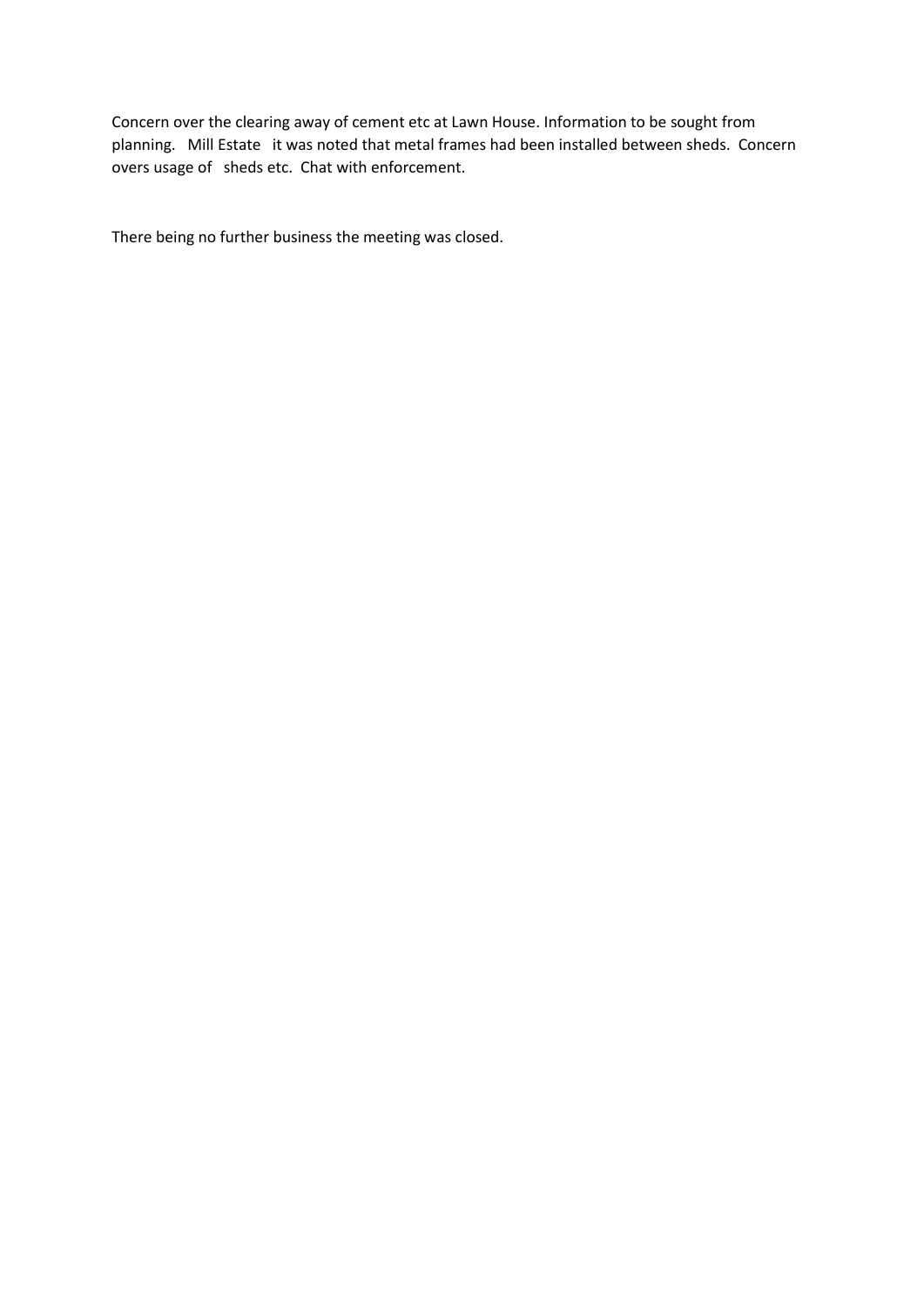Concern over the clearing away of cement etc at Lawn House. Information to be sought from planning. Mill Estate it was noted that metal frames had been installed between sheds. Concern overs usage of sheds etc. Chat with enforcement.

There being no further business the meeting was closed.